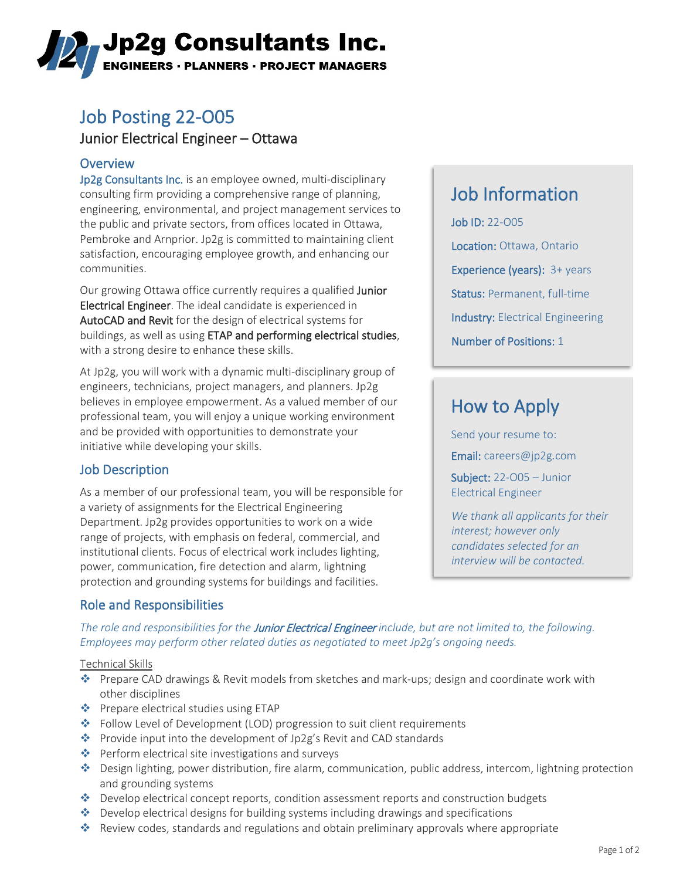**Jp2g Consultants Inc.**
**ENGINEERS · PLANNERS · PROJECT MANAGERS**

# Job Posting 22-O05

## Junior Electrical Engineer – Ottawa

### Overview

Jp2g Consultants Inc. is an employee owned, multi-disciplinary consulting firm providing a comprehensive range of planning, engineering, environmental, and project management services to the public and private sectors, from offices located in Ottawa, Pembroke and Arnprior. Jp2g is committed to maintaining client satisfaction, encouraging employee growth, and enhancing our communities.

Our growing Ottawa office currently requires a qualified Junior Electrical Engineer. The ideal candidate is experienced in AutoCAD and Revit for the design of electrical systems for buildings, as well as using ETAP and performing electrical studies, with a strong desire to enhance these skills.

At Jp2g, you will work with a dynamic multi-disciplinary group of engineers, technicians, project managers, and planners. Jp2g believes in employee empowerment. As a valued member of our professional team, you will enjoy a unique working environment and be provided with opportunities to demonstrate your initiative while developing your skills.

### Job Information

**Job ID:** 22-O05

**Location:** Ottawa, Ontario

**Experience (years):** 3+ years

**Status:** Permanent, full-time

**Industry:** Electrical Engineering

**Number of Positions:** 1

### How to Apply

Send your resume to:

**Email:** careers@jp2g.com

**Subject:** 22-O05 – Junior Electrical Engineer

*We thank all applicants for their interest; however only candidates selected for an interview will be contacted.*

### Job Description

As a member of our professional team, you will be responsible for a variety of assignments for the Electrical Engineering Department. Jp2g provides opportunities to work on a wide range of projects, with emphasis on federal, commercial, and institutional clients. Focus of electrical work includes lighting, power, communication, fire detection and alarm, lightning protection and grounding systems for buildings and facilities.

### Role and Responsibilities

*The role and responsibilities for the **Junior Electrical Engineer** include, but are not limited to, the following. Employees may perform other related duties as negotiated to meet Jp2g's ongoing needs.*

Technical Skills

- Prepare CAD drawings & Revit models from sketches and mark-ups; design and coordinate work with other disciplines
- Prepare electrical studies using ETAP
- Follow Level of Development (LOD) progression to suit client requirements
- Provide input into the development of Jp2g's Revit and CAD standards
- Perform electrical site investigations and surveys
- Design lighting, power distribution, fire alarm, communication, public address, intercom, lightning protection and grounding systems
- Develop electrical concept reports, condition assessment reports and construction budgets
- Develop electrical designs for building systems including drawings and specifications
- Review codes, standards and regulations and obtain preliminary approvals where appropriate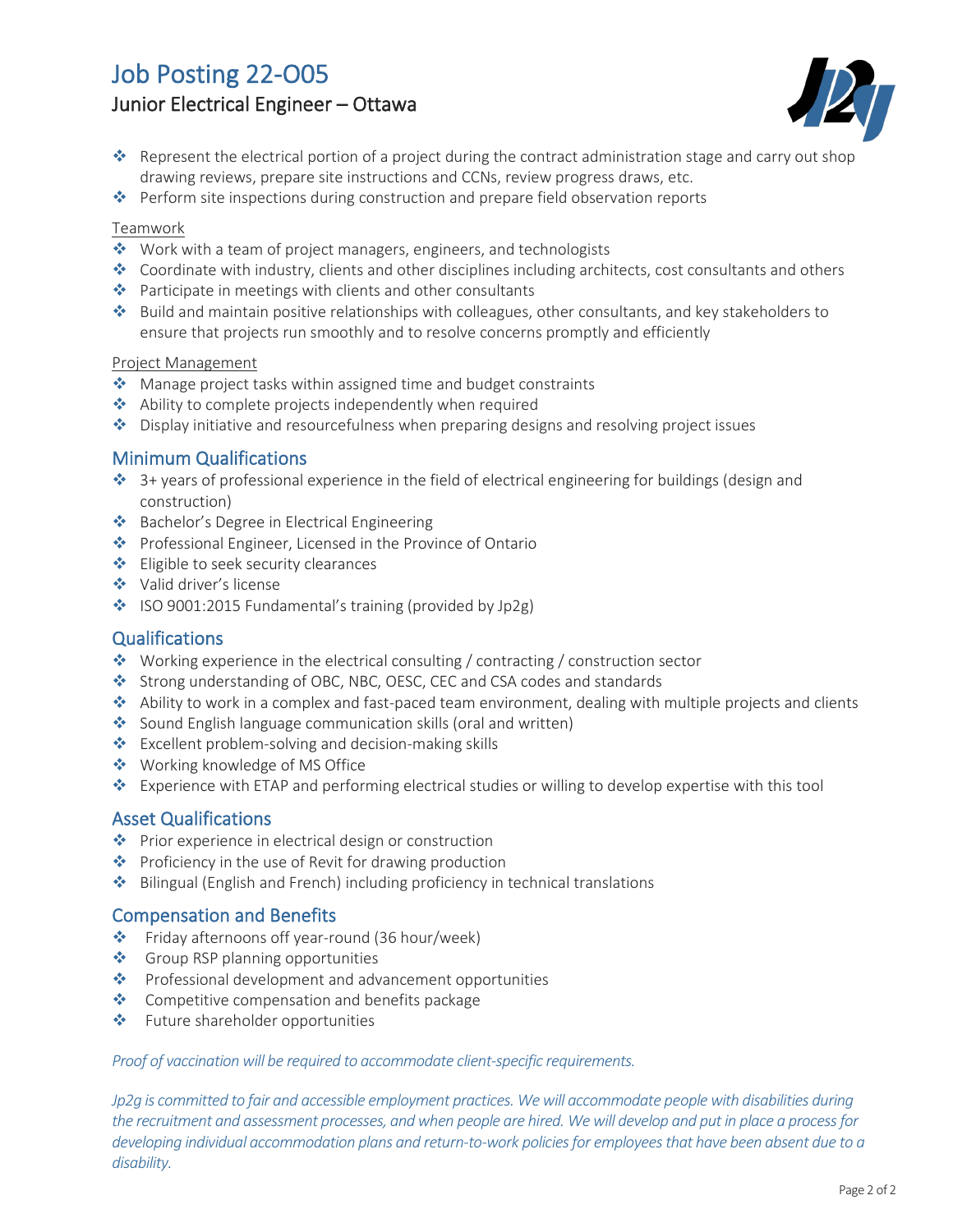# Job Posting 22-O05

## Junior Electrical Engineer – Ottawa

- Represent the electrical portion of a project during the contract administration stage and carry out shop drawing reviews, prepare site instructions and CCNs, review progress draws, etc.
- Perform site inspections during construction and prepare field observation reports

Teamwork

- Work with a team of project managers, engineers, and technologists
- Coordinate with industry, clients and other disciplines including architects, cost consultants and others
- Participate in meetings with clients and other consultants
- Build and maintain positive relationships with colleagues, other consultants, and key stakeholders to ensure that projects run smoothly and to resolve concerns promptly and efficiently

Project Management

- Manage project tasks within assigned time and budget constraints
- Ability to complete projects independently when required
- Display initiative and resourcefulness when preparing designs and resolving project issues

## Minimum Qualifications

- 3+ years of professional experience in the field of electrical engineering for buildings (design and construction)
- Bachelor's Degree in Electrical Engineering
- Professional Engineer, Licensed in the Province of Ontario
- Eligible to seek security clearances
- Valid driver's license
- ISO 9001:2015 Fundamental's training (provided by Jp2g)

## Qualifications

- Working experience in the electrical consulting / contracting / construction sector
- Strong understanding of OBC, NBC, OESC, CEC and CSA codes and standards
- Ability to work in a complex and fast-paced team environment, dealing with multiple projects and clients
- Sound English language communication skills (oral and written)
- Excellent problem-solving and decision-making skills
- Working knowledge of MS Office
- Experience with ETAP and performing electrical studies or willing to develop expertise with this tool

## Asset Qualifications

- Prior experience in electrical design or construction
- Proficiency in the use of Revit for drawing production
- Bilingual (English and French) including proficiency in technical translations

## Compensation and Benefits

- Friday afternoons off year-round (36 hour/week)
- Group RSP planning opportunities
- Professional development and advancement opportunities
- Competitive compensation and benefits package
- Future shareholder opportunities

*Proof of vaccination will be required to accommodate client-specific requirements.*

*Jp2g is committed to fair and accessible employment practices. We will accommodate people with disabilities during the recruitment and assessment processes, and when people are hired. We will develop and put in place a process for developing individual accommodation plans and return-to-work policies for employees that have been absent due to a disability.*